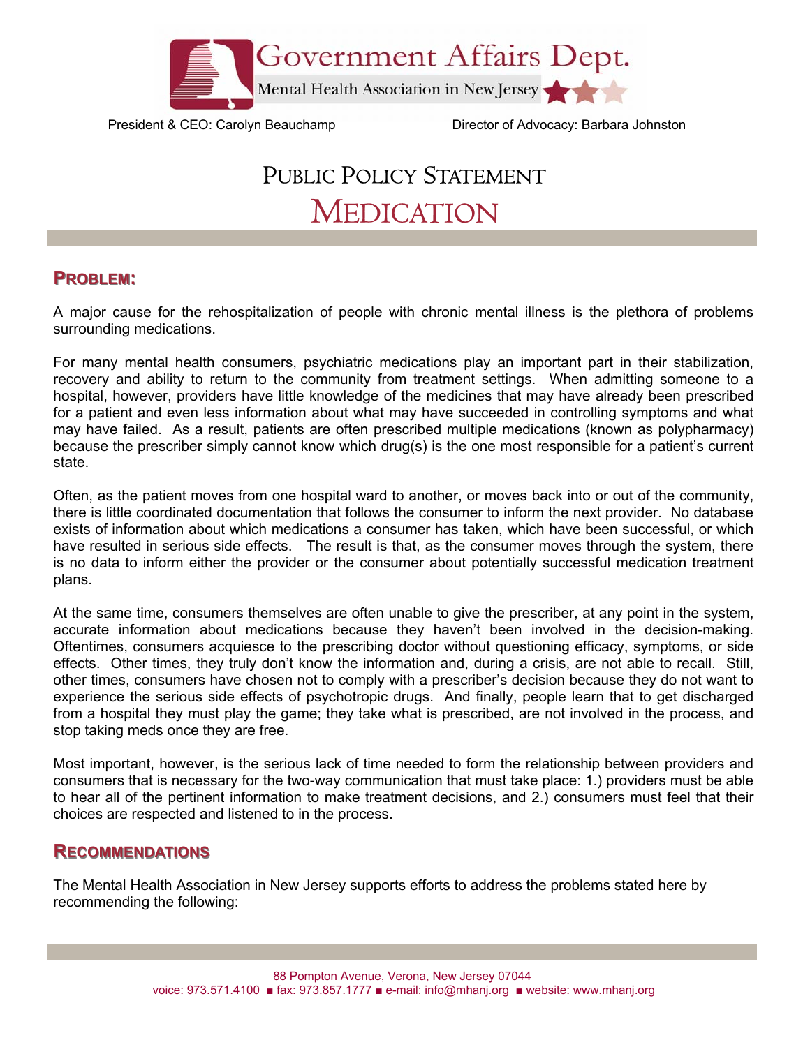# Government Affairs Dept.

Mental Health Association in New Jersey

President & CEO: Carolyn Beauchamp

Director of Advocacy: Barbara Johnston

# Public Policy Statement

# Medication

## Problem:

A major cause for the rehospitalization of people with chronic mental illness is the plethora of problems surrounding medications.

For many mental health consumers, psychiatric medications play an important part in their stabilization, recovery and ability to return to the community from treatment settings. When admitting someone to a hospital, however, providers have little knowledge of the medicines that may have already been prescribed for a patient and even less information about what may have succeeded in controlling symptoms and what may have failed. As a result, patients are often prescribed multiple medications (known as polypharmacy) because the prescriber simply cannot know which drug(s) is the one most responsible for a patient's current state.

Often, as the patient moves from one hospital ward to another, or moves back into or out of the community, there is little coordinated documentation that follows the consumer to inform the next provider. No database exists of information about which medications a consumer has taken, which have been successful, or which have resulted in serious side effects. The result is that, as the consumer moves through the system, there is no data to inform either the provider or the consumer about potentially successful medication treatment plans.

At the same time, consumers themselves are often unable to give the prescriber, at any point in the system, accurate information about medications because they haven't been involved in the decision-making. Oftentimes, consumers acquiesce to the prescribing doctor without questioning efficacy, symptoms, or side effects. Other times, they truly don't know the information and, during a crisis, are not able to recall. Still, other times, consumers have chosen not to comply with a prescriber's decision because they do not want to experience the serious side effects of psychotropic drugs. And finally, people learn that to get discharged from a hospital they must play the game; they take what is prescribed, are not involved in the process, and stop taking meds once they are free.

Most important, however, is the serious lack of time needed to form the relationship between providers and consumers that is necessary for the two-way communication that must take place: 1.) providers must be able to hear all of the pertinent information to make treatment decisions, and 2.) consumers must feel that their choices are respected and listened to in the process.

## Recommendations

The Mental Health Association in New Jersey supports efforts to address the problems stated here by recommending the following:

88 Pompton Avenue, Verona, New Jersey 07044
voice: 973.571.4100 ■ fax: 973.857.1777 ■ e-mail: info@mhanj.org ■ website: www.mhanj.org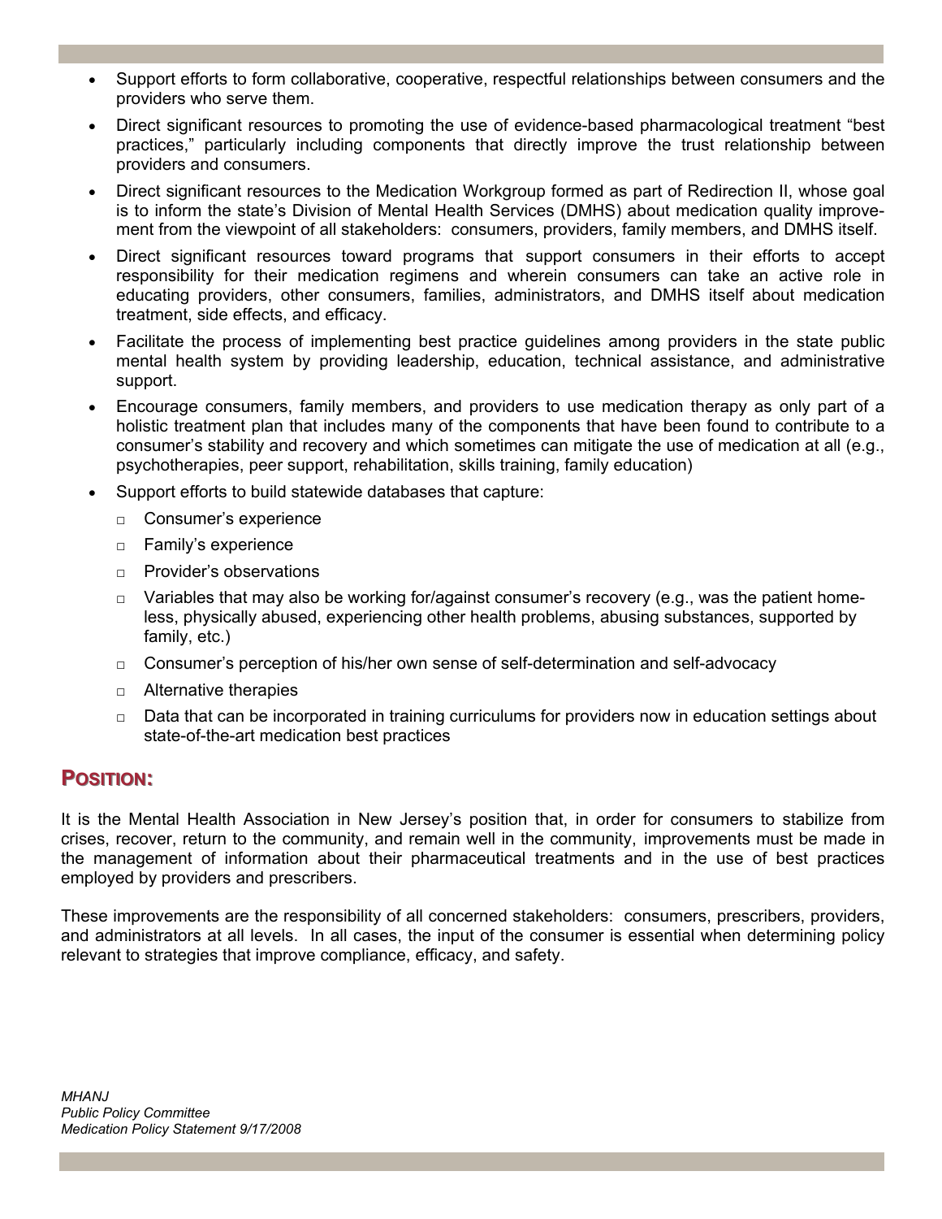- Support efforts to form collaborative, cooperative, respectful relationships between consumers and the providers who serve them.
- Direct significant resources to promoting the use of evidence-based pharmacological treatment "best practices," particularly including components that directly improve the trust relationship between providers and consumers.
- Direct significant resources to the Medication Workgroup formed as part of Redirection II, whose goal is to inform the state's Division of Mental Health Services (DMHS) about medication quality improvement from the viewpoint of all stakeholders: consumers, providers, family members, and DMHS itself.
- Direct significant resources toward programs that support consumers in their efforts to accept responsibility for their medication regimens and wherein consumers can take an active role in educating providers, other consumers, families, administrators, and DMHS itself about medication treatment, side effects, and efficacy.
- Facilitate the process of implementing best practice guidelines among providers in the state public mental health system by providing leadership, education, technical assistance, and administrative support.
- Encourage consumers, family members, and providers to use medication therapy as only part of a holistic treatment plan that includes many of the components that have been found to contribute to a consumer's stability and recovery and which sometimes can mitigate the use of medication at all (e.g., psychotherapies, peer support, rehabilitation, skills training, family education)
- Support efforts to build statewide databases that capture:
  - Consumer's experience
  - Family's experience
  - Provider's observations
  - Variables that may also be working for/against consumer's recovery (e.g., was the patient homeless, physically abused, experiencing other health problems, abusing substances, supported by family, etc.)
  - Consumer's perception of his/her own sense of self-determination and self-advocacy
  - Alternative therapies
  - Data that can be incorporated in training curriculums for providers now in education settings about state-of-the-art medication best practices

## POSITION:

It is the Mental Health Association in New Jersey's position that, in order for consumers to stabilize from crises, recover, return to the community, and remain well in the community, improvements must be made in the management of information about their pharmaceutical treatments and in the use of best practices employed by providers and prescribers.

These improvements are the responsibility of all concerned stakeholders: consumers, prescribers, providers, and administrators at all levels. In all cases, the input of the consumer is essential when determining policy relevant to strategies that improve compliance, efficacy, and safety.

*MHANJ*
*Public Policy Committee*
*Medication Policy Statement 9/17/2008*